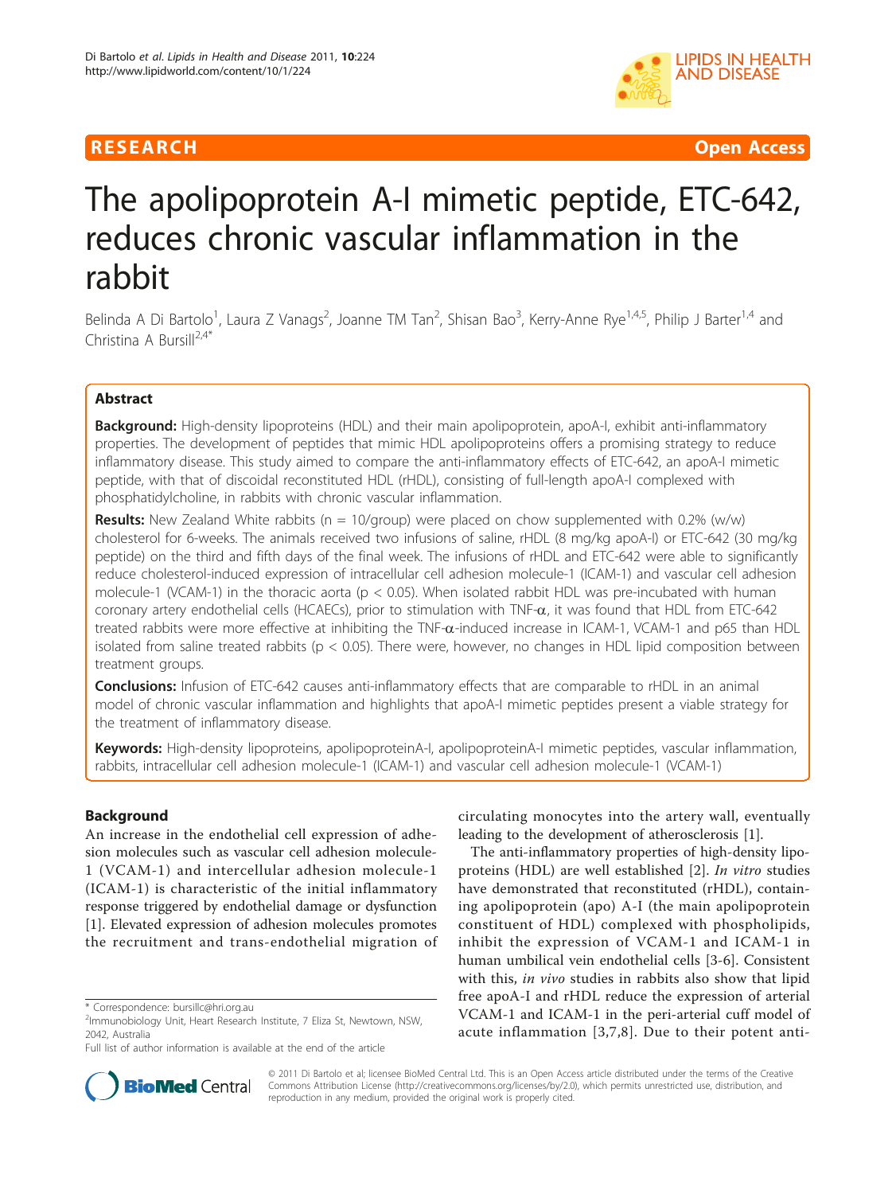**RESEARCH** **Open Access**

# The apolipoprotein A-I mimetic peptide, ETC-642, reduces chronic vascular inflammation in the rabbit

Belinda A Di Bartolo[1], Laura Z Vanags[2], Joanne TM Tan[2], Shisan Bao[3], Kerry-Anne Rye[1,4,5], Philip J Barter[1,4] and Christina A Bursill[2,4*]

## Abstract

**Background:** High-density lipoproteins (HDL) and their main apolipoprotein, apoA-I, exhibit anti-inflammatory properties. The development of peptides that mimic HDL apolipoproteins offers a promising strategy to reduce inflammatory disease. This study aimed to compare the anti-inflammatory effects of ETC-642, an apoA-I mimetic peptide, with that of discoidal reconstituted HDL (rHDL), consisting of full-length apoA-I complexed with phosphatidylcholine, in rabbits with chronic vascular inflammation.

**Results:** New Zealand White rabbits (n = 10/group) were placed on chow supplemented with 0.2% (w/w) cholesterol for 6-weeks. The animals received two infusions of saline, rHDL (8 mg/kg apoA-I) or ETC-642 (30 mg/kg peptide) on the third and fifth days of the final week. The infusions of rHDL and ETC-642 were able to significantly reduce cholesterol-induced expression of intracellular cell adhesion molecule-1 (ICAM-1) and vascular cell adhesion molecule-1 (VCAM-1) in the thoracic aorta ($p < 0.05$). When isolated rabbit HDL was pre-incubated with human coronary artery endothelial cells (HCAECs), prior to stimulation with TNF-$\alpha$, it was found that HDL from ETC-642 treated rabbits were more effective at inhibiting the TNF-$\alpha$-induced increase in ICAM-1, VCAM-1 and p65 than HDL isolated from saline treated rabbits ($p < 0.05$). There were, however, no changes in HDL lipid composition between treatment groups.

**Conclusions:** Infusion of ETC-642 causes anti-inflammatory effects that are comparable to rHDL in an animal model of chronic vascular inflammation and highlights that apoA-I mimetic peptides present a viable strategy for the treatment of inflammatory disease.

**Keywords:** High-density lipoproteins, apolipoproteinA-I, apolipoproteinA-I mimetic peptides, vascular inflammation, rabbits, intracellular cell adhesion molecule-1 (ICAM-1) and vascular cell adhesion molecule-1 (VCAM-1)

## Background

An increase in the endothelial cell expression of adhesion molecules such as vascular cell adhesion molecule-1 (VCAM-1) and intercellular adhesion molecule-1 (ICAM-1) is characteristic of the initial inflammatory response triggered by endothelial damage or dysfunction [1]. Elevated expression of adhesion molecules promotes the recruitment and trans-endothelial migration of circulating monocytes into the artery wall, eventually leading to the development of atherosclerosis [1].

The anti-inflammatory properties of high-density lipoproteins (HDL) are well established [2]. *In vitro* studies have demonstrated that reconstituted (rHDL), containing apolipoprotein (apo) A-I (the main apolipoprotein constituent of HDL) complexed with phospholipids, inhibit the expression of VCAM-1 and ICAM-1 in human umbilical vein endothelial cells [3-6]. Consistent with this, *in vivo* studies in rabbits also show that lipid free apoA-I and rHDL reduce the expression of arterial VCAM-1 and ICAM-1 in the peri-arterial cuff model of acute inflammation [3,7,8]. Due to their potent anti-

\* Correspondence: bursillc@hri.org.au
[2]Immunobiology Unit, Heart Research Institute, 7 Eliza St, Newtown, NSW, 2042, Australia
Full list of author information is available at the end of the article

© 2011 Di Bartolo et al; licensee BioMed Central Ltd. This is an Open Access article distributed under the terms of the Creative Commons Attribution License (http://creativecommons.org/licenses/by/2.0), which permits unrestricted use, distribution, and reproduction in any medium, provided the original work is properly cited.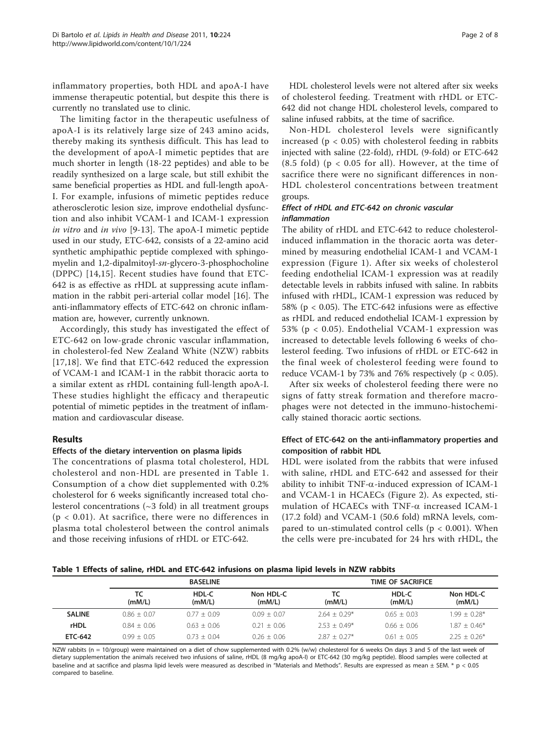inflammatory properties, both HDL and apoA-I have immense therapeutic potential, but despite this there is currently no translated use to clinic.

The limiting factor in the therapeutic usefulness of apoA-I is its relatively large size of 243 amino acids, thereby making its synthesis difficult. This has lead to the development of apoA-I mimetic peptides that are much shorter in length (18-22 peptides) and able to be readily synthesized on a large scale, but still exhibit the same beneficial properties as HDL and full-length apoA-I. For example, infusions of mimetic peptides reduce atherosclerotic lesion size, improve endothelial dysfunction and also inhibit VCAM-1 and ICAM-1 expression *in vitro* and *in vivo* [9-13]. The apoA-I mimetic peptide used in our study, ETC-642, consists of a 22-amino acid synthetic amphipathic peptide complexed with sphingomyelin and 1,2-dipalmitoyl-*sn*-glycero-3-phosphocholine (DPPC) [14,15]. Recent studies have found that ETC-642 is as effective as rHDL at suppressing acute inflammation in the rabbit peri-arterial collar model [16]. The anti-inflammatory effects of ETC-642 on chronic inflammation are, however, currently unknown.

Accordingly, this study has investigated the effect of ETC-642 on low-grade chronic vascular inflammation, in cholesterol-fed New Zealand White (NZW) rabbits [17,18]. We find that ETC-642 reduced the expression of VCAM-1 and ICAM-1 in the rabbit thoracic aorta to a similar extent as rHDL containing full-length apoA-I. These studies highlight the efficacy and therapeutic potential of mimetic peptides in the treatment of inflammation and cardiovascular disease.

## Results

### Effects of the dietary intervention on plasma lipids

The concentrations of plasma total cholesterol, HDL cholesterol and non-HDL are presented in Table 1. Consumption of a chow diet supplemented with 0.2% cholesterol for 6 weeks significantly increased total cholesterol concentrations (~3 fold) in all treatment groups ($p < 0.01$). At sacrifice, there were no differences in plasma total cholesterol between the control animals and those receiving infusions of rHDL or ETC-642.

HDL cholesterol levels were not altered after six weeks of cholesterol feeding. Treatment with rHDL or ETC-642 did not change HDL cholesterol levels, compared to saline infused rabbits, at the time of sacrifice.

Non-HDL cholesterol levels were significantly increased ($p < 0.05$) with cholesterol feeding in rabbits injected with saline (22-fold), rHDL (9-fold) or ETC-642 (8.5 fold) ($p < 0.05$ for all). However, at the time of sacrifice there were no significant differences in non-HDL cholesterol concentrations between treatment groups.

### *Effect of rHDL and ETC-642 on chronic vascular inflammation*

The ability of rHDL and ETC-642 to reduce cholesterol-induced inflammation in the thoracic aorta was determined by measuring endothelial ICAM-1 and VCAM-1 expression (Figure 1). After six weeks of cholesterol feeding endothelial ICAM-1 expression was at readily detectable levels in rabbits infused with saline. In rabbits infused with rHDL, ICAM-1 expression was reduced by 58% ($p < 0.05$). The ETC-642 infusions were as effective as rHDL and reduced endothelial ICAM-1 expression by 53% ($p < 0.05$). Endothelial VCAM-1 expression was increased to detectable levels following 6 weeks of cholesterol feeding. Two infusions of rHDL or ETC-642 in the final week of cholesterol feeding were found to reduce VCAM-1 by 73% and 76% respectively ($p < 0.05$).

After six weeks of cholesterol feeding there were no signs of fatty streak formation and therefore macrophages were not detected in the immuno-histochemically stained thoracic aortic sections.

### Effect of ETC-642 on the anti-inflammatory properties and composition of rabbit HDL

HDL were isolated from the rabbits that were infused with saline, rHDL and ETC-642 and assessed for their ability to inhibit TNF-$\alpha$-induced expression of ICAM-1 and VCAM-1 in HCAECs (Figure 2). As expected, stimulation of HCAECs with TNF-$\alpha$ increased ICAM-1 (17.2 fold) and VCAM-1 (50.6 fold) mRNA levels, compared to un-stimulated control cells ($p < 0.001$). When the cells were pre-incubated for 24 hrs with rHDL, the

**Table 1 Effects of saline, rHDL and ETC-642 infusions on plasma lipid levels in NZW rabbits**

| | BASELINE | | | TIME OF SACRIFICE | | |
|---|---|---|---|---|---|---|
| | TC (mM/L) | HDL-C (mM/L) | Non HDL-C (mM/L) | TC (mM/L) | HDL-C (mM/L) | Non HDL-C (mM/L) |
| **SALINE** | 0.86 ± 0.07 | 0.77 ± 0.09 | 0.09 ± 0.07 | 2.64 ± 0.29* | 0.65 ± 0.03 | 1.99 ± 0.28* |
| **rHDL** | 0.84 ± 0.06 | 0.63 ± 0.06 | 0.21 ± 0.06 | 2.53 ± 0.49* | 0.66 ± 0.06 | 1.87 ± 0.46* |
| **ETC-642** | 0.99 ± 0.05 | 0.73 ± 0.04 | 0.26 ± 0.06 | 2.87 ± 0.27* | 0.61 ± 0.05 | 2.25 ± 0.26* |

NZW rabbits (n = 10/group) were maintained on a diet of chow supplemented with 0.2% (w/w) cholesterol for 6 weeks On days 3 and 5 of the last week of dietary supplementation the animals received two infusions of saline, rHDL (8 mg/kg apoA-I) or ETC-642 (30 mg/kg peptide). Blood samples were collected at baseline and at sacrifice and plasma lipid levels were measured as described in "Materials and Methods". Results are expressed as mean ± SEM. * $p < 0.05$ compared to baseline.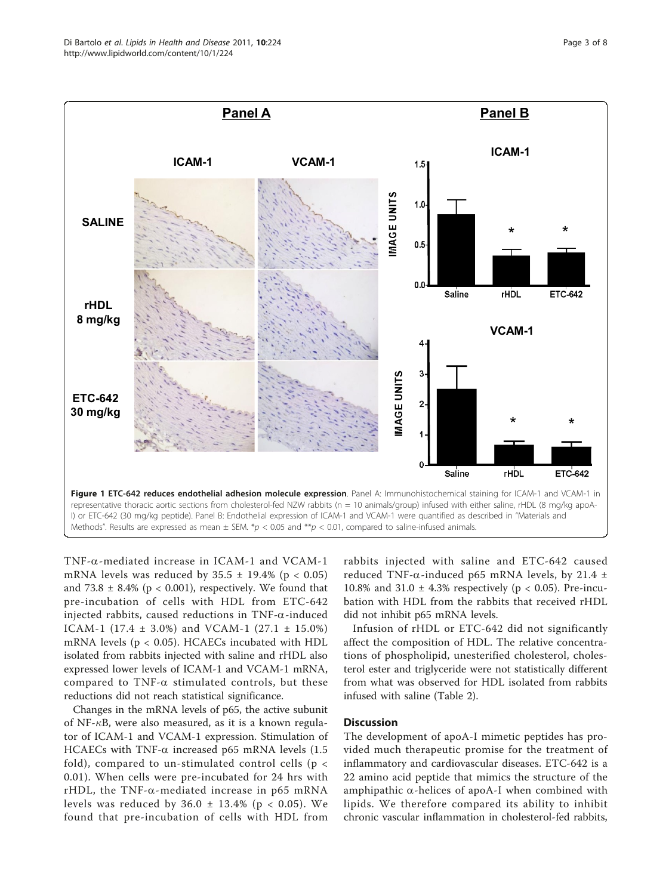Figure 1 **ETC-642 reduces endothelial adhesion molecule expression**. Panel A: Immunohistochemical staining for ICAM-1 and VCAM-1 in representative thoracic aortic sections from cholesterol-fed NZW rabbits (n = 10 animals/group) infused with either saline, rHDL (8 mg/kg apoA-I) or ETC-642 (30 mg/kg peptide). Panel B: Endothelial expression of ICAM-1 and VCAM-1 were quantified as described in "Materials and Methods". Results are expressed as mean ± SEM. *$p < 0.05$ and **$p < 0.01$, compared to saline-infused animals.

TNF-α-mediated increase in ICAM-1 and VCAM-1 mRNA levels was reduced by 35.5 ± 19.4% ($p < 0.05$) and 73.8 ± 8.4% ($p < 0.001$), respectively. We found that pre-incubation of cells with HDL from ETC-642 injected rabbits, caused reductions in TNF-α-induced ICAM-1 (17.4 ± 3.0%) and VCAM-1 (27.1 ± 15.0%) mRNA levels ($p < 0.05$). HCAECs incubated with HDL isolated from rabbits injected with saline and rHDL also expressed lower levels of ICAM-1 and VCAM-1 mRNA, compared to TNF-α stimulated controls, but these reductions did not reach statistical significance.

Changes in the mRNA levels of p65, the active subunit of NF-κB, were also measured, as it is a known regulator of ICAM-1 and VCAM-1 expression. Stimulation of HCAECs with TNF-α increased p65 mRNA levels (1.5 fold), compared to un-stimulated control cells ($p < 0.01$). When cells were pre-incubated for 24 hrs with rHDL, the TNF-α-mediated increase in p65 mRNA levels was reduced by 36.0 ± 13.4% ($p < 0.05$). We found that pre-incubation of cells with HDL from rabbits injected with saline and ETC-642 caused reduced TNF-α-induced p65 mRNA levels, by 21.4 ± 10.8% and 31.0 ± 4.3% respectively ($p < 0.05$). Pre-incubation with HDL from the rabbits that received rHDL did not inhibit p65 mRNA levels.

Infusion of rHDL or ETC-642 did not significantly affect the composition of HDL. The relative concentrations of phospholipid, unesterified cholesterol, cholesterol ester and triglyceride were not statistically different from what was observed for HDL isolated from rabbits infused with saline (Table 2).

## Discussion

The development of apoA-I mimetic peptides has provided much therapeutic promise for the treatment of inflammatory and cardiovascular diseases. ETC-642 is a 22 amino acid peptide that mimics the structure of the amphipathic α-helices of apoA-I when combined with lipids. We therefore compared its ability to inhibit chronic vascular inflammation in cholesterol-fed rabbits,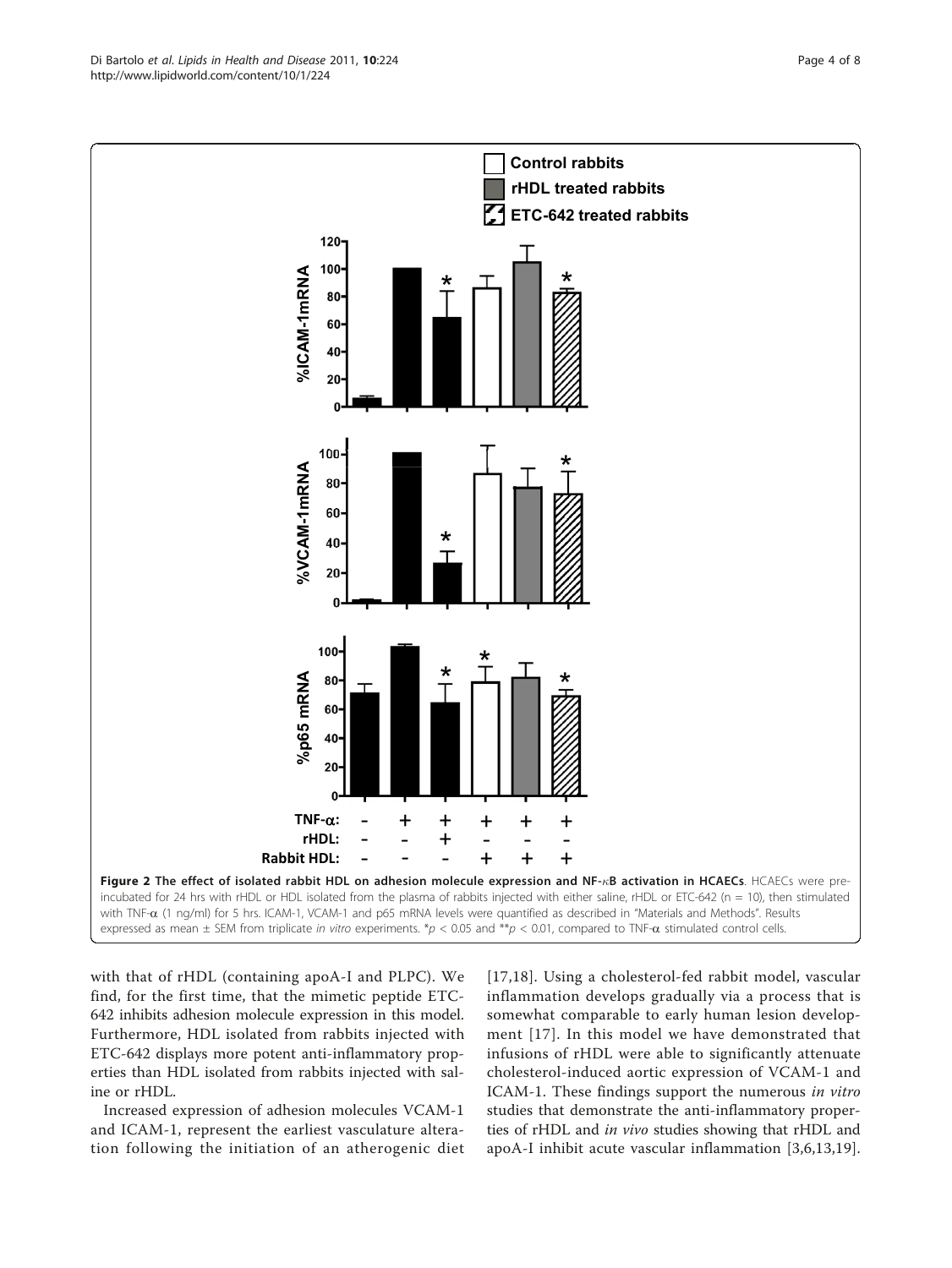**Figure 2 The effect of isolated rabbit HDL on adhesion molecule expression and NF-κB activation in HCAECs**. HCAECs were pre-incubated for 24 hrs with rHDL or HDL isolated from the plasma of rabbits injected with either saline, rHDL or ETC-642 (n = 10), then stimulated with TNF-α (1 ng/ml) for 5 hrs. ICAM-1, VCAM-1 and p65 mRNA levels were quantified as described in "Materials and Methods". Results expressed as mean ± SEM from triplicate *in vitro* experiments. *$p < 0.05$ and **$p < 0.01$, compared to TNF-α stimulated control cells.

with that of rHDL (containing apoA-I and PLPC). We find, for the first time, that the mimetic peptide ETC-642 inhibits adhesion molecule expression in this model. Furthermore, HDL isolated from rabbits injected with ETC-642 displays more potent anti-inflammatory properties than HDL isolated from rabbits injected with saline or rHDL.

Increased expression of adhesion molecules VCAM-1 and ICAM-1, represent the earliest vasculature alteration following the initiation of an atherogenic diet [17,18]. Using a cholesterol-fed rabbit model, vascular inflammation develops gradually via a process that is somewhat comparable to early human lesion development [17]. In this model we have demonstrated that infusions of rHDL were able to significantly attenuate cholesterol-induced aortic expression of VCAM-1 and ICAM-1. These findings support the numerous *in vitro* studies that demonstrate the anti-inflammatory properties of rHDL and *in vivo* studies showing that rHDL and apoA-I inhibit acute vascular inflammation [3,6,13,19].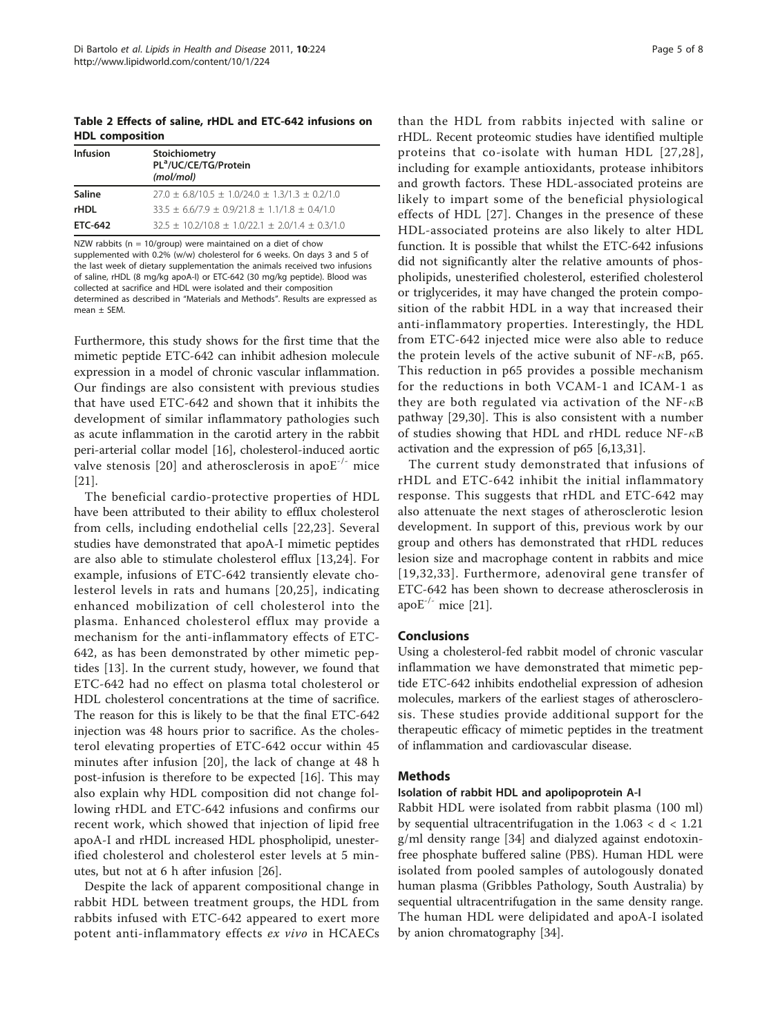**Table 2 Effects of saline, rHDL and ETC-642 infusions on HDL composition**

| Infusion | Stoichiometry PL[a]/UC/CE/TG/Protein (mol/mol) |
| --- | --- |
| **Saline** | 27.0 ± 6.8/10.5 ± 1.0/24.0 ± 1.3/1.3 ± 0.2/1.0 |
| **rHDL** | 33.5 ± 6.6/7.9 ± 0.9/21.8 ± 1.1/1.8 ± 0.4/1.0 |
| **ETC-642** | 32.5 ± 10.2/10.8 ± 1.0/22.1 ± 2.0/1.4 ± 0.3/1.0 |

NZW rabbits (n = 10/group) were maintained on a diet of chow supplemented with 0.2% (w/w) cholesterol for 6 weeks. On days 3 and 5 of the last week of dietary supplementation the animals received two infusions of saline, rHDL (8 mg/kg apoA-I) or ETC-642 (30 mg/kg peptide). Blood was collected at sacrifice and HDL were isolated and their composition determined as described in "Materials and Methods". Results are expressed as mean ± SEM.

Furthermore, this study shows for the first time that the mimetic peptide ETC-642 can inhibit adhesion molecule expression in a model of chronic vascular inflammation. Our findings are also consistent with previous studies that have used ETC-642 and shown that it inhibits the development of similar inflammatory pathologies such as acute inflammation in the carotid artery in the rabbit peri-arterial collar model [16], cholesterol-induced aortic valve stenosis [20] and atherosclerosis in apoE$^{-/-}$ mice [21].

The beneficial cardio-protective properties of HDL have been attributed to their ability to efflux cholesterol from cells, including endothelial cells [22,23]. Several studies have demonstrated that apoA-I mimetic peptides are also able to stimulate cholesterol efflux [13,24]. For example, infusions of ETC-642 transiently elevate cholesterol levels in rats and humans [20,25], indicating enhanced mobilization of cell cholesterol into the plasma. Enhanced cholesterol efflux may provide a mechanism for the anti-inflammatory effects of ETC-642, as has been demonstrated by other mimetic peptides [13]. In the current study, however, we found that ETC-642 had no effect on plasma total cholesterol or HDL cholesterol concentrations at the time of sacrifice. The reason for this is likely to be that the final ETC-642 injection was 48 hours prior to sacrifice. As the cholesterol elevating properties of ETC-642 occur within 45 minutes after infusion [20], the lack of change at 48 h post-infusion is therefore to be expected [16]. This may also explain why HDL composition did not change following rHDL and ETC-642 infusions and confirms our recent work, which showed that injection of lipid free apoA-I and rHDL increased HDL phospholipid, unesterified cholesterol and cholesterol ester levels at 5 minutes, but not at 6 h after infusion [26].

Despite the lack of apparent compositional change in rabbit HDL between treatment groups, the HDL from rabbits infused with ETC-642 appeared to exert more potent anti-inflammatory effects *ex vivo* in HCAECs than the HDL from rabbits injected with saline or rHDL. Recent proteomic studies have identified multiple proteins that co-isolate with human HDL [27,28], including for example antioxidants, protease inhibitors and growth factors. These HDL-associated proteins are likely to impart some of the beneficial physiological effects of HDL [27]. Changes in the presence of these HDL-associated proteins are also likely to alter HDL function. It is possible that whilst the ETC-642 infusions did not significantly alter the relative amounts of phospholipids, unesterified cholesterol, esterified cholesterol or triglycerides, it may have changed the protein composition of the rabbit HDL in a way that increased their anti-inflammatory properties. Interestingly, the HDL from ETC-642 injected mice were also able to reduce the protein levels of the active subunit of NF-$\kappa$B, p65. This reduction in p65 provides a possible mechanism for the reductions in both VCAM-1 and ICAM-1 as they are both regulated via activation of the NF-$\kappa$B pathway [29,30]. This is also consistent with a number of studies showing that HDL and rHDL reduce NF-$\kappa$B activation and the expression of p65 [6,13,31].

The current study demonstrated that infusions of rHDL and ETC-642 inhibit the initial inflammatory response. This suggests that rHDL and ETC-642 may also attenuate the next stages of atherosclerotic lesion development. In support of this, previous work by our group and others has demonstrated that rHDL reduces lesion size and macrophage content in rabbits and mice [19,32,33]. Furthermore, adenoviral gene transfer of ETC-642 has been shown to decrease atherosclerosis in apoE$^{-/-}$ mice [21].

## Conclusions

Using a cholesterol-fed rabbit model of chronic vascular inflammation we have demonstrated that mimetic peptide ETC-642 inhibits endothelial expression of adhesion molecules, markers of the earliest stages of atherosclerosis. These studies provide additional support for the therapeutic efficacy of mimetic peptides in the treatment of inflammation and cardiovascular disease.

## Methods

### Isolation of rabbit HDL and apolipoprotein A-I

Rabbit HDL were isolated from rabbit plasma (100 ml) by sequential ultracentrifugation in the $1.063 < d < 1.21$ g/ml density range [34] and dialyzed against endotoxin-free phosphate buffered saline (PBS). Human HDL were isolated from pooled samples of autologously donated human plasma (Gribbles Pathology, South Australia) by sequential ultracentrifugation in the same density range. The human HDL were delipidated and apoA-I isolated by anion chromatography [34].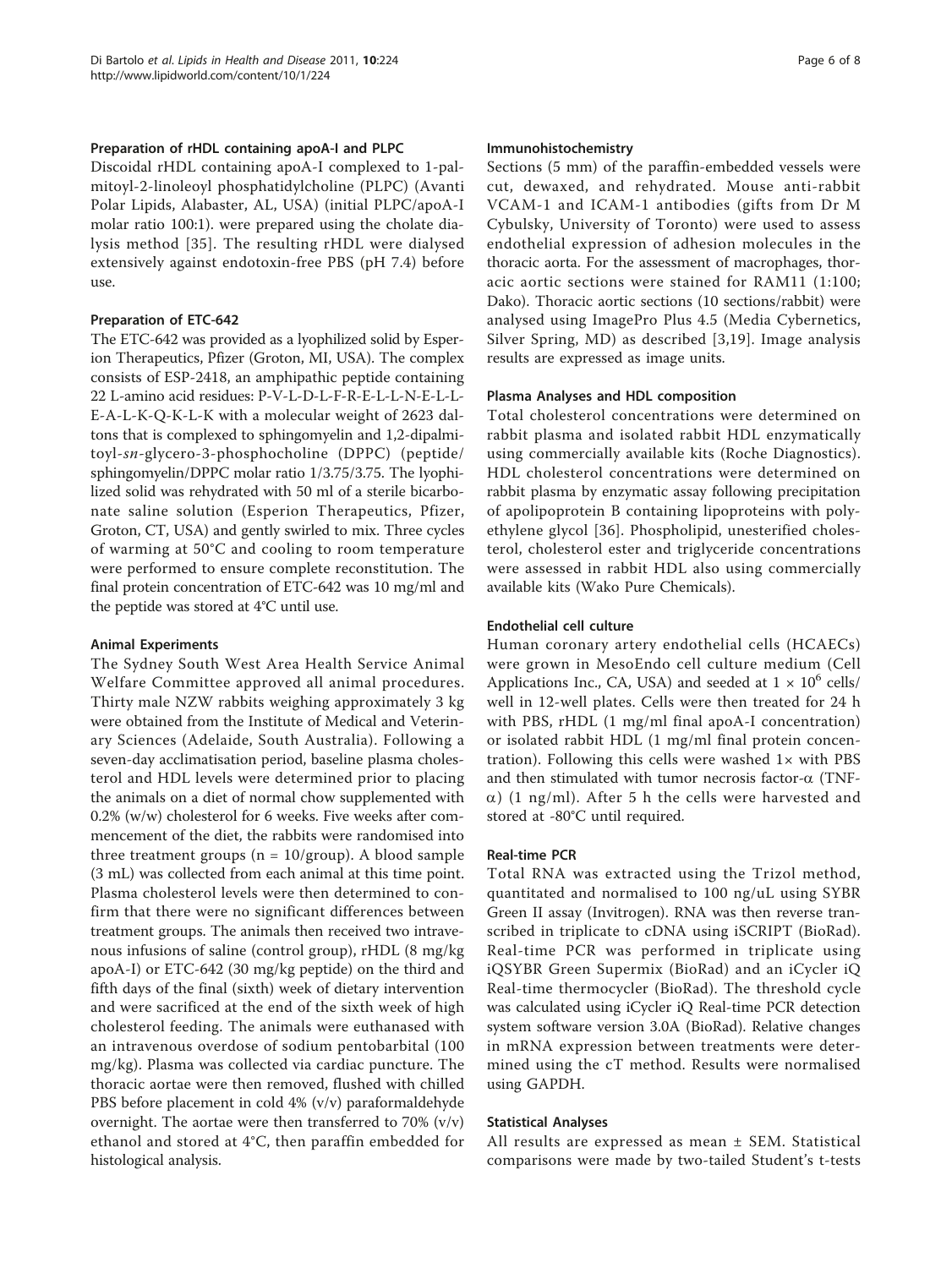### Preparation of rHDL containing apoA-I and PLPC

Discoidal rHDL containing apoA-I complexed to 1-palmitoyl-2-linoleoyl phosphatidylcholine (PLPC) (Avanti Polar Lipids, Alabaster, AL, USA) (initial PLPC/apoA-I molar ratio 100:1). were prepared using the cholate dialysis method [35]. The resulting rHDL were dialysed extensively against endotoxin-free PBS (pH 7.4) before use.

### Preparation of ETC-642

The ETC-642 was provided as a lyophilized solid by Esperion Therapeutics, Pfizer (Groton, MI, USA). The complex consists of ESP-2418, an amphipathic peptide containing 22 L-amino acid residues: P-V-L-D-L-F-R-E-L-L-N-E-L-L-E-A-L-K-Q-K-L-K with a molecular weight of 2623 daltons that is complexed to sphingomyelin and 1,2-dipalmitoyl-*sn*-glycero-3-phosphocholine (DPPC) (peptide/sphingomyelin/DPPC molar ratio 1/3.75/3.75. The lyophilized solid was rehydrated with 50 ml of a sterile bicarbonate saline solution (Esperion Therapeutics, Pfizer, Groton, CT, USA) and gently swirled to mix. Three cycles of warming at 50°C and cooling to room temperature were performed to ensure complete reconstitution. The final protein concentration of ETC-642 was 10 mg/ml and the peptide was stored at 4°C until use.

### Animal Experiments

The Sydney South West Area Health Service Animal Welfare Committee approved all animal procedures. Thirty male NZW rabbits weighing approximately 3 kg were obtained from the Institute of Medical and Veterinary Sciences (Adelaide, South Australia). Following a seven-day acclimatisation period, baseline plasma cholesterol and HDL levels were determined prior to placing the animals on a diet of normal chow supplemented with 0.2% (w/w) cholesterol for 6 weeks. Five weeks after commencement of the diet, the rabbits were randomised into three treatment groups (n = 10/group). A blood sample (3 mL) was collected from each animal at this time point. Plasma cholesterol levels were then determined to confirm that there were no significant differences between treatment groups. The animals then received two intravenous infusions of saline (control group), rHDL (8 mg/kg apoA-I) or ETC-642 (30 mg/kg peptide) on the third and fifth days of the final (sixth) week of dietary intervention and were sacrificed at the end of the sixth week of high cholesterol feeding. The animals were euthanased with an intravenous overdose of sodium pentobarbital (100 mg/kg). Plasma was collected via cardiac puncture. The thoracic aortae were then removed, flushed with chilled PBS before placement in cold 4% (v/v) paraformaldehyde overnight. The aortae were then transferred to 70% (v/v) ethanol and stored at 4°C, then paraffin embedded for histological analysis.

### Immunohistochemistry

Sections (5 mm) of the paraffin-embedded vessels were cut, dewaxed, and rehydrated. Mouse anti-rabbit VCAM-1 and ICAM-1 antibodies (gifts from Dr M Cybulsky, University of Toronto) were used to assess endothelial expression of adhesion molecules in the thoracic aorta. For the assessment of macrophages, thoracic aortic sections were stained for RAM11 (1:100; Dako). Thoracic aortic sections (10 sections/rabbit) were analysed using ImagePro Plus 4.5 (Media Cybernetics, Silver Spring, MD) as described [3,19]. Image analysis results are expressed as image units.

### Plasma Analyses and HDL composition

Total cholesterol concentrations were determined on rabbit plasma and isolated rabbit HDL enzymatically using commercially available kits (Roche Diagnostics). HDL cholesterol concentrations were determined on rabbit plasma by enzymatic assay following precipitation of apolipoprotein B containing lipoproteins with polyethylene glycol [36]. Phospholipid, unesterified cholesterol, cholesterol ester and triglyceride concentrations were assessed in rabbit HDL also using commercially available kits (Wako Pure Chemicals).

### Endothelial cell culture

Human coronary artery endothelial cells (HCAECs) were grown in MesoEndo cell culture medium (Cell Applications Inc., CA, USA) and seeded at $1 \times 10^6$ cells/well in 12-well plates. Cells were then treated for 24 h with PBS, rHDL (1 mg/ml final apoA-I concentration) or isolated rabbit HDL (1 mg/ml final protein concentration). Following this cells were washed 1× with PBS and then stimulated with tumor necrosis factor-$\alpha$ (TNF-$\alpha$) (1 ng/ml). After 5 h the cells were harvested and stored at -80°C until required.

### Real-time PCR

Total RNA was extracted using the Trizol method, quantitated and normalised to 100 ng/uL using SYBR Green II assay (Invitrogen). RNA was then reverse transcribed in triplicate to cDNA using iSCRIPT (BioRad). Real-time PCR was performed in triplicate using iQSYBR Green Supermix (BioRad) and an iCycler iQ Real-time thermocycler (BioRad). The threshold cycle was calculated using iCycler iQ Real-time PCR detection system software version 3.0A (BioRad). Relative changes in mRNA expression between treatments were determined using the cT method. Results were normalised using GAPDH.

### Statistical Analyses

All results are expressed as mean ± SEM. Statistical comparisons were made by two-tailed Student's t-tests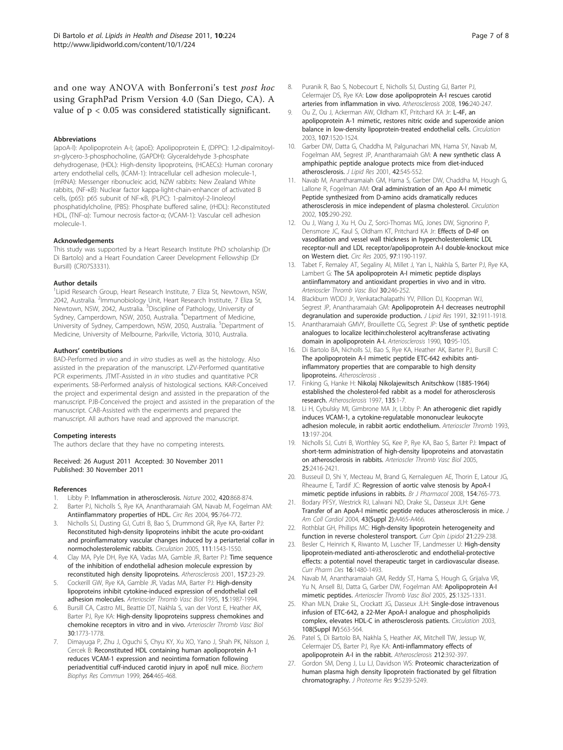and one way ANOVA with Bonferroni's test *post hoc* using GraphPad Prism Version 4.0 (San Diego, CA). A value of $p < 0.05$ was considered statistically significant.

#### Abbreviations

(apoA-I): Apolipoprotein A-I; (apoE): Apolipoprotein E, (DPPC): 1,2-dipalmitoyl-*sn*-glycero-3-phosphocholine, (GAPDH): Glyceraldehyde 3-phosphate dehydrogenase, (HDL): High-density lipoproteins, (HCAECs): Human coronary artery endothelial cells, (ICAM-1): Intracellular cell adhesion molecule-1, (mRNA): Messenger ribonucleic acid, NZW rabbits: New Zealand White rabbits, (NF-κB): Nuclear factor kappa-light-chain-enhancer of activated B cells, (p65): p65 subunit of NF-κB, (PLPC): 1-palmitoyl-2-linoleoyl phosphatidylcholine, (PBS): Phosphate buffered saline, (rHDL): Reconstituted HDL, (TNF-α): Tumour necrosis factor-α; (VCAM-1): Vascular cell adhesion molecule-1.

#### Acknowledgements

This study was supported by a Heart Research Institute PhD scholarship (Dr Di Bartolo) and a Heart Foundation Career Development Fellowship (Dr Bursill) (CR07S3331).

#### Author details

[1]Lipid Research Group, Heart Research Institute, 7 Eliza St, Newtown, NSW, 2042, Australia. [2]Immunobiology Unit, Heart Research Institute, 7 Eliza St, Newtown, NSW, 2042, Australia. [3]Discipline of Pathology, University of Sydney, Camperdown, NSW, 2050, Australia. [4]Department of Medicine, University of Sydney, Camperdown, NSW, 2050, Australia. [5]Department of Medicine, University of Melbourne, Parkville, Victoria, 3010, Australia.

#### Authors' contributions

BAD-Performed *in vivo* and *in vitro* studies as well as the histology. Also assisted in the preparation of the manuscript. LZV-Performed quantitative PCR experiments. JTMT-Assisted in *in vitro* studies and quantitative PCR experiments. SB-Performed analysis of histological sections. KAR-Conceived the project and experimental design and assisted in the preparation of the manuscript. PJB-Conceived the project and assisted in the preparation of the manuscript. CAB-Assisted with the experiments and prepared the manuscript. All authors have read and approved the manuscript.

#### Competing interests

The authors declare that they have no competing interests.

Received: 26 August 2011 Accepted: 30 November 2011
Published: 30 November 2011

#### References

1. Libby P: **Inflammation in atherosclerosis.** *Nature* 2002, **420**:868-874.
2. Barter PJ, Nicholls S, Rye KA, Anantharamaiah GM, Navab M, Fogelman AM: **Antiinflammatory properties of HDL.** *Circ Res* 2004, **95**:764-772.
3. Nicholls SJ, Dusting GJ, Cutri B, Bao S, Drummond GR, Rye KA, Barter PJ: **Reconstituted high-density lipoproteins inhibit the acute pro-oxidant and proinflammatory vascular changes induced by a periarterial collar in normocholesterolemic rabbits.** *Circulation* 2005, **111**:1543-1550.
4. Clay MA, Pyle DH, Rye KA, Vadas MA, Gamble JR, Barter PJ: **Time sequence of the inhibition of endothelial adhesion molecule expression by reconstituted high density lipoproteins.** *Atherosclerosis* 2001, **157**:23-29.
5. Cockerill GW, Rye KA, Gamble JR, Vadas MA, Barter PJ: **High-density lipoproteins inhibit cytokine-induced expression of endothelial cell adhesion molecules.** *Arterioscler Thromb Vasc Biol* 1995, **15**:1987-1994.
6. Bursill CA, Castro ML, Beattie DT, Nakhla S, van der Vorst E, Heather AK, Barter PJ, Rye KA: **High-density lipoproteins suppress chemokines and chemokine receptors in vitro and in vivo.** *Arterioscler Thromb Vasc Biol* **30**:1773-1778.
7. Dimayuga P, Zhu J, Oguchi S, Chyu KY, Xu XO, Yano J, Shah PK, Nilsson J, Cercek B: **Reconstituted HDL containing human apolipoprotein A-1 reduces VCAM-1 expression and neointima formation following periadventitial cuff-induced carotid injury in apoE null mice.** *Biochem Biophys Res Commun* 1999, **264**:465-468.
8. Puranik R, Bao S, Nobecourt E, Nicholls SJ, Dusting GJ, Barter PJ, Celermajer DS, Rye KA: **Low dose apolipoprotein A-I rescues carotid arteries from inflammation in vivo.** *Atherosclerosis* 2008, **196**:240-247.
9. Ou Z, Ou J, Ackerman AW, Oldham KT, Pritchard KA Jr: **L-4F, an apolipoprotein A-1 mimetic, restores nitric oxide and superoxide anion balance in low-density lipoprotein-treated endothelial cells.** *Circulation* 2003, **107**:1520-1524.
10. Garber DW, Datta G, Chaddha M, Palgunachari MN, Hama SY, Navab M, Fogelman AM, Segrest JP, Anantharamaiah GM: **A new synthetic class A amphipathic peptide analogue protects mice from diet-induced atherosclerosis.** *J Lipid Res* 2001, **42**:545-552.
11. Navab M, Anantharamaiah GM, Hama S, Garber DW, Chaddha M, Hough G, Lallone R, Fogelman AM: **Oral administration of an Apo A-I mimetic Peptide synthesized from D-amino acids dramatically reduces atherosclerosis in mice independent of plasma cholesterol.** *Circulation* 2002, **105**:290-292.
12. Ou J, Wang J, Xu H, Ou Z, Sorci-Thomas MG, Jones DW, Signorino P, Densmore JC, Kaul S, Oldham KT, Pritchard KA Jr: **Effects of D-4F on vasodilation and vessel wall thickness in hypercholesterolemic LDL receptor-null and LDL receptor/apolipoprotein A-I double-knockout mice on Western diet.** *Circ Res* 2005, **97**:1190-1197.
13. Tabet F, Remaley AT, Segaliny AI, Millet J, Yan L, Nakhla S, Barter PJ, Rye KA, Lambert G: **The 5A apolipoprotein A-I mimetic peptide displays antiinflammatory and antioxidant properties in vivo and in vitro.** *Arterioscler Thromb Vasc Biol* **30**:246-252.
14. Blackburn WDDJ Jr, Venkatachalapathi YV, Pillion DJ, Koopman WJ, Segrest JP, Anantharamaiah GM: **Apolipoprotein A-I decreases neutrophil degranulation and superoxide production.** *J Lipid Res* 1991, **32**:1911-1918.
15. Anantharamaiah GMVY, Brouillette CG, Segrest JP: **Use of synthetic peptide analogues to localize lecithin:cholesterol acyltransferase activating domain in apolipoprotein A-I.** *Arteriosclerosis* 1990, **10**:95-105.
16. Di Bartolo BA, Nicholls SJ, Bao S, Rye KA, Heather AK, Barter PJ, Bursill C: **The apolipoprotein A-I mimetic peptide ETC-642 exhibits anti-inflammatory properties that are comparable to high density lipoproteins.** *Atherosclerosis* .
17. Finking G, Hanke H: **Nikolaj Nikolajewitsch Anitschkow (1885-1964) established the cholesterol-fed rabbit as a model for atherosclerosis research.** *Atherosclerosis* 1997, **135**:1-7.
18. Li H, Cybulsky MI, Gimbrone MA Jr, Libby P: **An atherogenic diet rapidly induces VCAM-1, a cytokine-regulatable mononuclear leukocyte adhesion molecule, in rabbit aortic endothelium.** *Arterioscler Thromb* 1993, **13**:197-204.
19. Nicholls SJ, Cutri B, Worthley SG, Kee P, Rye KA, Bao S, Barter PJ: **Impact of short-term administration of high-density lipoproteins and atorvastatin on atherosclerosis in rabbits.** *Arterioscler Thromb Vasc Biol* 2005, **25**:2416-2421.
20. Busseuil D, Shi Y, Mecteau M, Brand G, Kernaleguen AE, Thorin E, Latour JG, Rheaume E, Tardif JC: **Regression of aortic valve stenosis by ApoA-I mimetic peptide infusions in rabbits.** *Br J Pharmacol* 2008, **154**:765-773.
21. Bodary PFSY, Westrick RJ, Lalwani ND, Drake SL, Dasseux JLH: **Gene Transfer of an ApoA-I mimetic peptide reduces atherosclerosis in mice.** *J Am Coll Cardiol* 2004, **43(Suppl 2)**:A465-A466.
22. Rothblat GH, Phillips MC: **High-density lipoprotein heterogeneity and function in reverse cholesterol transport.** *Curr Opin Lipidol* **21**:229-238.
23. Besler C, Heinrich K, Riwanto M, Luscher TF, Landmesser U: **High-density lipoprotein-mediated anti-atherosclerotic and endothelial-protective effects: a potential novel therapeutic target in cardiovascular disease.** *Curr Pharm Des* **16**:1480-1493.
24. Navab M, Anantharamaiah GM, Reddy ST, Hama S, Hough G, Grijalva VR, Yu N, Ansell BJ, Datta G, Garber DW, Fogelman AM: **Apolipoprotein A-I mimetic peptides.** *Arterioscler Thromb Vasc Biol* 2005, **25**:1325-1331.
25. Khan MLN, Drake SL, Crockatt JG, Dasseux JLH: **Single-dose intravenous infusion of ETC-642, a 22-Mer ApoA-I analogue and phospholipids complex, elevates HDL-C in atherosclerosis patients.** *Circulation* 2003, **108(Suppl IV)**:563-564.
26. Patel S, Di Bartolo BA, Nakhla S, Heather AK, Mitchell TW, Jessup W, Celermajer DS, Barter PJ, Rye KA: **Anti-inflammatory effects of apolipoprotein A-I in the rabbit.** *Atherosclerosis* **212**:392-397.
27. Gordon SM, Deng J, Lu LJ, Davidson WS: **Proteomic characterization of human plasma high density lipoprotein fractionated by gel filtration chromatography.** *J Proteome Res* **9**:5239-5249.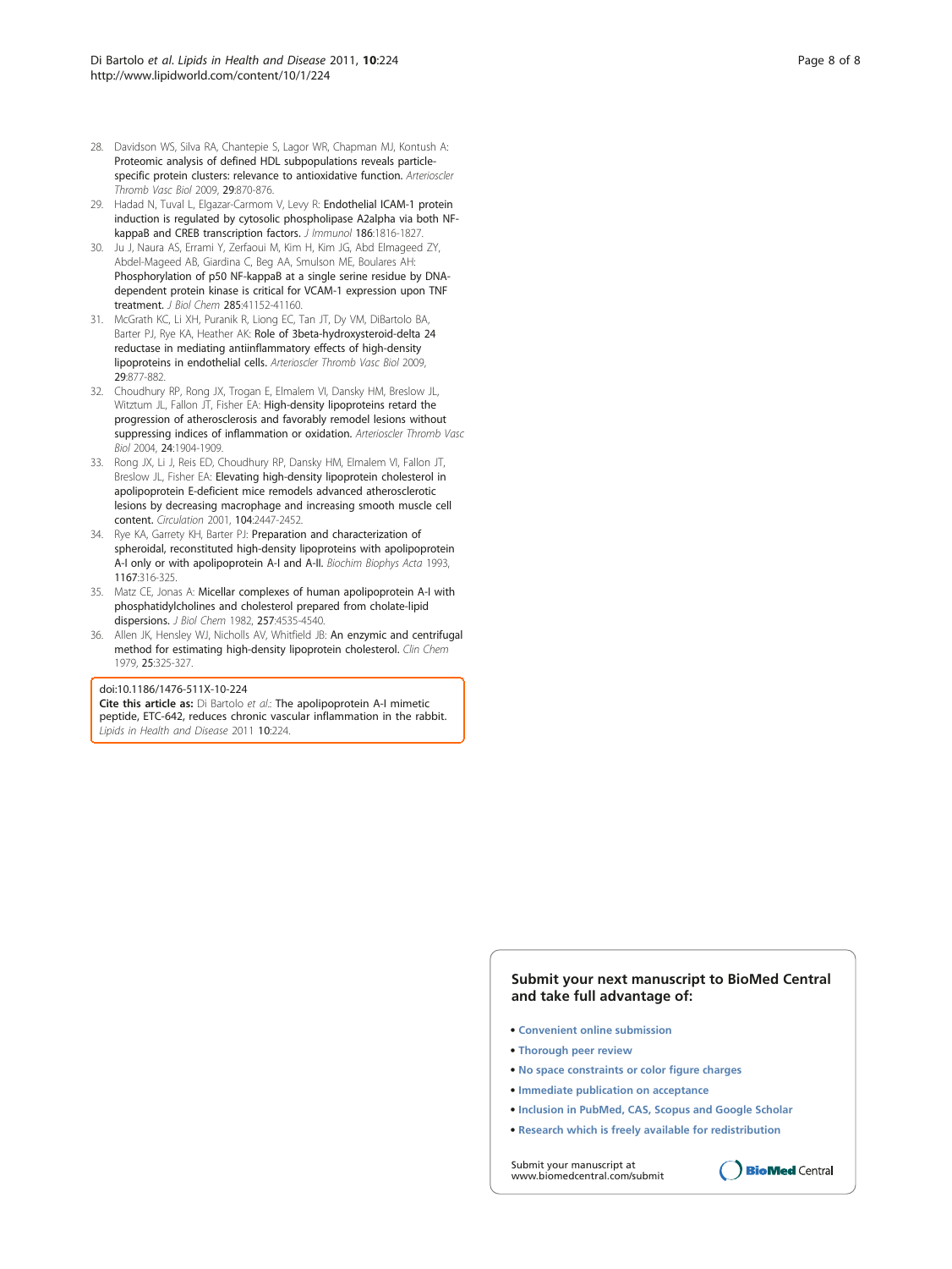28. Davidson WS, Silva RA, Chantepie S, Lagor WR, Chapman MJ, Kontush A: **Proteomic analysis of defined HDL subpopulations reveals particle-specific protein clusters: relevance to antioxidative function.** *Arterioscler Thromb Vasc Biol* 2009, **29**:870-876.
29. Hadad N, Tuval L, Elgazar-Carmom V, Levy R: **Endothelial ICAM-1 protein induction is regulated by cytosolic phospholipase A2alpha via both NF-kappaB and CREB transcription factors.** *J Immunol* **186**:1816-1827.
30. Ju J, Naura AS, Errami Y, Zerfaoui M, Kim H, Kim JG, Abd Elmageed ZY, Abdel-Mageed AB, Giardina C, Beg AA, Smulson ME, Boulares AH: **Phosphorylation of p50 NF-kappaB at a single serine residue by DNA-dependent protein kinase is critical for VCAM-1 expression upon TNF treatment.** *J Biol Chem* **285**:41152-41160.
31. McGrath KC, Li XH, Puranik R, Liong EC, Tan JT, Dy VM, DiBartolo BA, Barter PJ, Rye KA, Heather AK: **Role of 3beta-hydroxysteroid-delta 24 reductase in mediating antiinflammatory effects of high-density lipoproteins in endothelial cells.** *Arterioscler Thromb Vasc Biol* 2009, **29**:877-882.
32. Choudhury RP, Rong JX, Trogan E, Elmalem VI, Dansky HM, Breslow JL, Witztum JL, Fallon JT, Fisher EA: **High-density lipoproteins retard the progression of atherosclerosis and favorably remodel lesions without suppressing indices of inflammation or oxidation.** *Arterioscler Thromb Vasc Biol* 2004, **24**:1904-1909.
33. Rong JX, Li J, Reis ED, Choudhury RP, Dansky HM, Elmalem VI, Fallon JT, Breslow JL, Fisher EA: **Elevating high-density lipoprotein cholesterol in apolipoprotein E-deficient mice remodels advanced atherosclerotic lesions by decreasing macrophage and increasing smooth muscle cell content.** *Circulation* 2001, **104**:2447-2452.
34. Rye KA, Garrety KH, Barter PJ: **Preparation and characterization of spheroidal, reconstituted high-density lipoproteins with apolipoprotein A-I only or with apolipoprotein A-I and A-II.** *Biochim Biophys Acta* 1993, **1167**:316-325.
35. Matz CE, Jonas A: **Micellar complexes of human apolipoprotein A-I with phosphatidylcholines and cholesterol prepared from cholate-lipid dispersions.** *J Biol Chem* 1982, **257**:4535-4540.
36. Allen JK, Hensley WJ, Nicholls AV, Whitfield JB: **An enzymic and centrifugal method for estimating high-density lipoprotein cholesterol.** *Clin Chem* 1979, **25**:325-327.

doi:10.1186/1476-511X-10-224

**Cite this article as:** Di Bartolo *et al.*: The apolipoprotein A-I mimetic peptide, ETC-642, reduces chronic vascular inflammation in the rabbit. *Lipids in Health and Disease* 2011 **10**:224.

**Submit your next manuscript to BioMed Central and take full advantage of:**

- Convenient online submission
- Thorough peer review
- No space constraints or color figure charges
- Immediate publication on acceptance
- Inclusion in PubMed, CAS, Scopus and Google Scholar
- Research which is freely available for redistribution

Submit your manuscript at www.biomedcentral.com/submit

BioMed Central